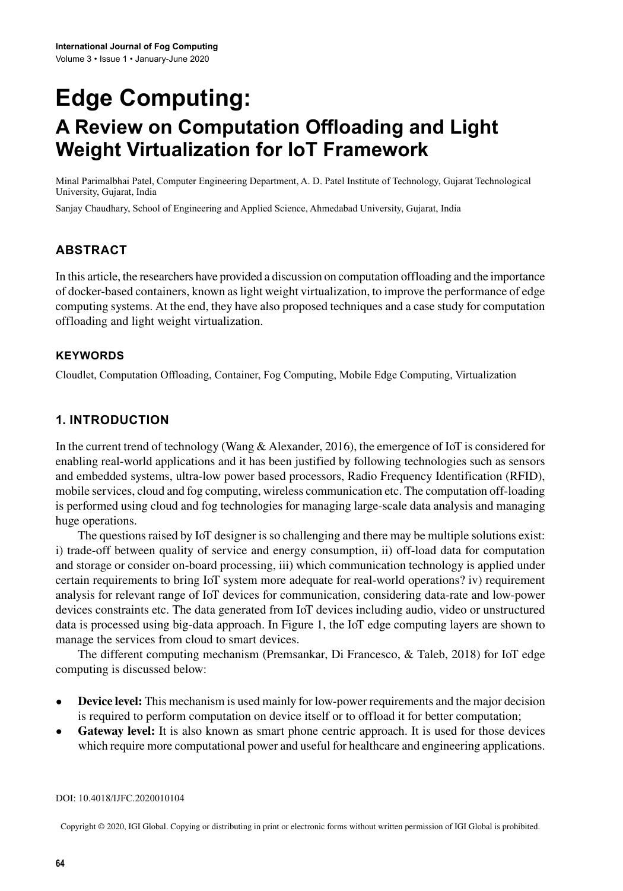# Edge Computing:

## A Review on Computation Offloading and Light Weight Virtualization for IoT Framework

Minal Parimalbhai Patel, Computer Engineering Department, A. D. Patel Institute of Technology, Gujarat Technological University, Gujarat, India

Sanjay Chaudhary, School of Engineering and Applied Science, Ahmedabad University, Gujarat, India

## ABSTRACT

In this article, the researchers have provided a discussion on computation offloading and the importance of docker-based containers, known as light weight virtualization, to improve the performance of edge computing systems. At the end, they have also proposed techniques and a case study for computation offloading and light weight virtualization.

### KEYWORDS

Cloudlet, Computation Offloading, Container, Fog Computing, Mobile Edge Computing, Virtualization

## 1. INTRODUCTION

In the current trend of technology (Wang & Alexander, 2016), the emergence of IoT is considered for enabling real-world applications and it has been justified by following technologies such as sensors and embedded systems, ultra-low power based processors, Radio Frequency Identification (RFID), mobile services, cloud and fog computing, wireless communication etc. The computation off-loading is performed using cloud and fog technologies for managing large-scale data analysis and managing huge operations.

The questions raised by IoT designer is so challenging and there may be multiple solutions exist: i) trade-off between quality of service and energy consumption, ii) off-load data for computation and storage or consider on-board processing, iii) which communication technology is applied under certain requirements to bring IoT system more adequate for real-world operations? iv) requirement analysis for relevant range of IoT devices for communication, considering data-rate and low-power devices constraints etc. The data generated from IoT devices including audio, video or unstructured data is processed using big-data approach. In Figure 1, the IoT edge computing layers are shown to manage the services from cloud to smart devices.

The different computing mechanism (Premsankar, Di Francesco, & Taleb, 2018) for IoT edge computing is discussed below:

- **Device level:** This mechanism is used mainly for low-power requirements and the major decision is required to perform computation on device itself or to offload it for better computation;
- **Gateway level:** It is also known as smart phone centric approach. It is used for those devices which require more computational power and useful for healthcare and engineering applications.

DOI: 10.4018/IJFC.2020010104

Copyright © 2020, IGI Global. Copying or distributing in print or electronic forms without written permission of IGI Global is prohibited.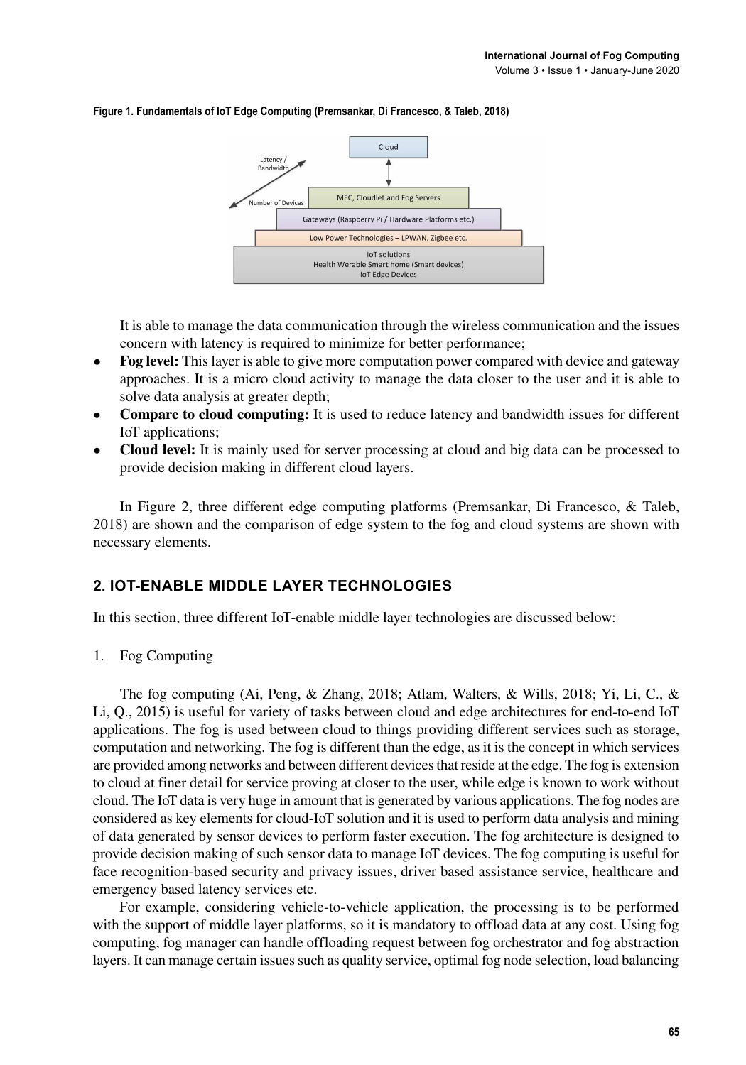Figure 1. Fundamentals of IoT Edge Computing (Premsankar, Di Francesco, & Taleb, 2018)

Cloud

Latency / Bandwidth

Number of Devices

MEC, Cloudlet and Fog Servers

Gateways (Raspberry Pi / Hardware Platforms etc.)

Low Power Technologies – LPWAN, Zigbee etc.

IoT solutions
Health Werable Smart home (Smart devices)
IoT Edge Devices

It is able to manage the data communication through the wireless communication and the issues concern with latency is required to minimize for better performance;

- **Fog level:** This layer is able to give more computation power compared with device and gateway approaches. It is a micro cloud activity to manage the data closer to the user and it is able to solve data analysis at greater depth;
- **Compare to cloud computing:** It is used to reduce latency and bandwidth issues for different IoT applications;
- **Cloud level:** It is mainly used for server processing at cloud and big data can be processed to provide decision making in different cloud layers.

In Figure 2, three different edge computing platforms (Premsankar, Di Francesco, & Taleb, 2018) are shown and the comparison of edge system to the fog and cloud systems are shown with necessary elements.

## 2. IOT-ENABLE MIDDLE LAYER TECHNOLOGIES

In this section, three different IoT-enable middle layer technologies are discussed below:

1. Fog Computing

The fog computing (Ai, Peng, & Zhang, 2018; Atlam, Walters, & Wills, 2018; Yi, Li, C., & Li, Q., 2015) is useful for variety of tasks between cloud and edge architectures for end-to-end IoT applications. The fog is used between cloud to things providing different services such as storage, computation and networking. The fog is different than the edge, as it is the concept in which services are provided among networks and between different devices that reside at the edge. The fog is extension to cloud at finer detail for service proving at closer to the user, while edge is known to work without cloud. The IoT data is very huge in amount that is generated by various applications. The fog nodes are considered as key elements for cloud-IoT solution and it is used to perform data analysis and mining of data generated by sensor devices to perform faster execution. The fog architecture is designed to provide decision making of such sensor data to manage IoT devices. The fog computing is useful for face recognition-based security and privacy issues, driver based assistance service, healthcare and emergency based latency services etc.

For example, considering vehicle-to-vehicle application, the processing is to be performed with the support of middle layer platforms, so it is mandatory to offload data at any cost. Using fog computing, fog manager can handle offloading request between fog orchestrator and fog abstraction layers. It can manage certain issues such as quality service, optimal fog node selection, load balancing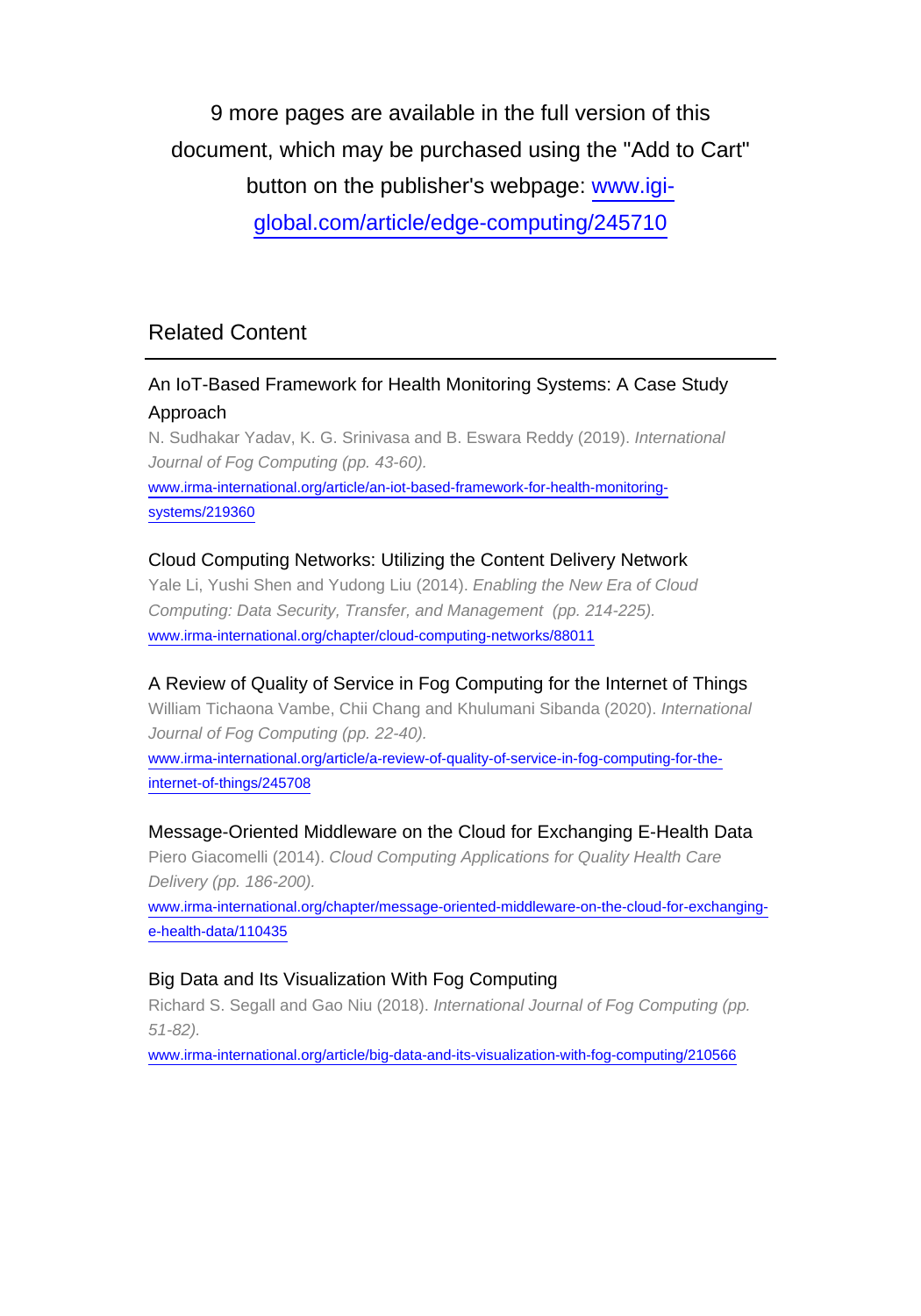9 more pages are available in the full version of this document, which may be purchased using the "Add to Cart" button on the publisher's webpage: [www.igi-global.com/article/edge-computing/245710](www.igi-global.com/article/edge-computing/245710)

## Related Content

### An IoT-Based Framework for Health Monitoring Systems: A Case Study Approach

N. Sudhakar Yadav, K. G. Srinivasa and B. Eswara Reddy (2019). *International Journal of Fog Computing (pp. 43-60).*

[www.irma-international.org/article/an-iot-based-framework-for-health-monitoring-systems/219360](www.irma-international.org/article/an-iot-based-framework-for-health-monitoring-systems/219360)

### Cloud Computing Networks: Utilizing the Content Delivery Network

Yale Li, Yushi Shen and Yudong Liu (2014). *Enabling the New Era of Cloud Computing: Data Security, Transfer, and Management (pp. 214-225).*

[www.irma-international.org/chapter/cloud-computing-networks/88011](www.irma-international.org/chapter/cloud-computing-networks/88011)

### A Review of Quality of Service in Fog Computing for the Internet of Things

William Tichaona Vambe, Chii Chang and Khulumani Sibanda (2020). *International Journal of Fog Computing (pp. 22-40).*

[www.irma-international.org/article/a-review-of-quality-of-service-in-fog-computing-for-the-internet-of-things/245708](www.irma-international.org/article/a-review-of-quality-of-service-in-fog-computing-for-the-internet-of-things/245708)

### Message-Oriented Middleware on the Cloud for Exchanging E-Health Data

Piero Giacomelli (2014). *Cloud Computing Applications for Quality Health Care Delivery (pp. 186-200).*

[www.irma-international.org/chapter/message-oriented-middleware-on-the-cloud-for-exchanging-e-health-data/110435](www.irma-international.org/chapter/message-oriented-middleware-on-the-cloud-for-exchanging-e-health-data/110435)

### Big Data and Its Visualization With Fog Computing

Richard S. Segall and Gao Niu (2018). *International Journal of Fog Computing (pp. 51-82).*

[www.irma-international.org/article/big-data-and-its-visualization-with-fog-computing/210566](www.irma-international.org/article/big-data-and-its-visualization-with-fog-computing/210566)